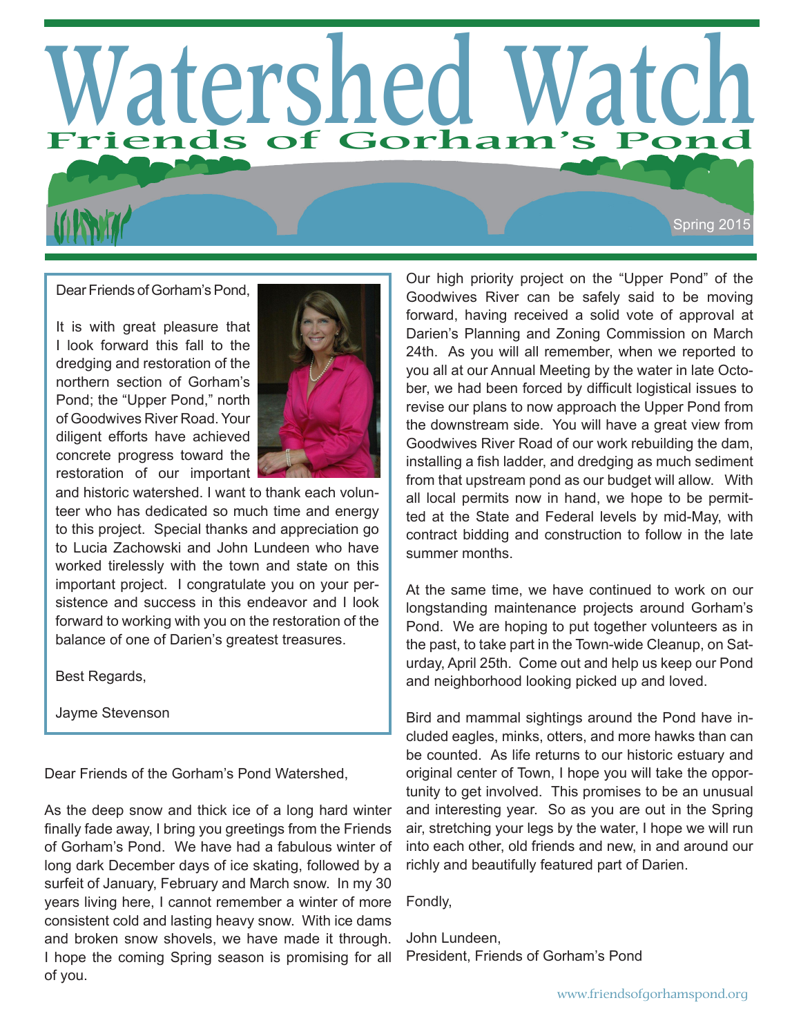# Watershed Watch

## Friends of Gorham's Pond

Spring 2015

Dear Friends of Gorham's Pond,

It is with great pleasure that I look forward this fall to the dredging and restoration of the northern section of Gorham's Pond; the "Upper Pond," north of Goodwives River Road. Your diligent efforts have achieved concrete progress toward the restoration of our important and historic watershed. I want to thank each volunteer who has dedicated so much time and energy to this project. Special thanks and appreciation go to Lucia Zachowski and John Lundeen who have worked tirelessly with the town and state on this important project. I congratulate you on your persistence and success in this endeavor and I look forward to working with you on the restoration of the balance of one of Darien's greatest treasures.

Best Regards,

Jayme Stevenson

Dear Friends of the Gorham's Pond Watershed,

As the deep snow and thick ice of a long hard winter finally fade away, I bring you greetings from the Friends of Gorham's Pond. We have had a fabulous winter of long dark December days of ice skating, followed by a surfeit of January, February and March snow. In my 30 years living here, I cannot remember a winter of more consistent cold and lasting heavy snow. With ice dams and broken snow shovels, we have made it through. I hope the coming Spring season is promising for all of you.

Our high priority project on the "Upper Pond" of the Goodwives River can be safely said to be moving forward, having received a solid vote of approval at Darien's Planning and Zoning Commission on March 24th. As you will all remember, when we reported to you all at our Annual Meeting by the water in late October, we had been forced by difficult logistical issues to revise our plans to now approach the Upper Pond from the downstream side. You will have a great view from Goodwives River Road of our work rebuilding the dam, installing a fish ladder, and dredging as much sediment from that upstream pond as our budget will allow. With all local permits now in hand, we hope to be permitted at the State and Federal levels by mid-May, with contract bidding and construction to follow in the late summer months.

At the same time, we have continued to work on our longstanding maintenance projects around Gorham's Pond. We are hoping to put together volunteers as in the past, to take part in the Town-wide Cleanup, on Saturday, April 25th. Come out and help us keep our Pond and neighborhood looking picked up and loved.

Bird and mammal sightings around the Pond have included eagles, minks, otters, and more hawks than can be counted. As life returns to our historic estuary and original center of Town, I hope you will take the opportunity to get involved. This promises to be an unusual and interesting year. So as you are out in the Spring air, stretching your legs by the water, I hope we will run into each other, old friends and new, in and around our richly and beautifully featured part of Darien.

Fondly,

John Lundeen,
President, Friends of Gorham's Pond

www.friendsofgorhamspond.org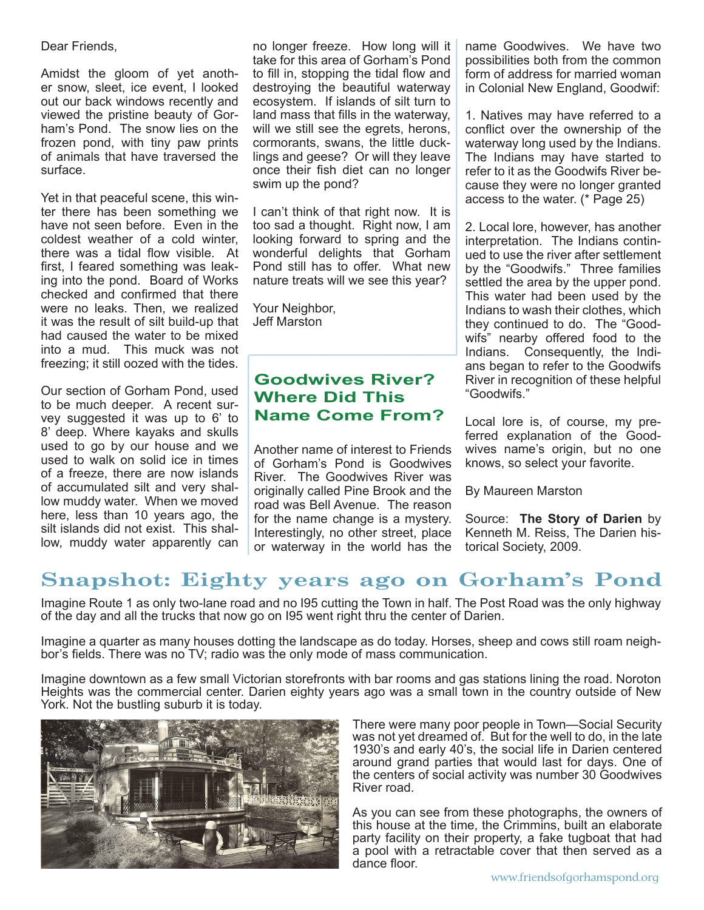Dear Friends,

Amidst the gloom of yet another snow, sleet, ice event, I looked out our back windows recently and viewed the pristine beauty of Gorham's Pond. The snow lies on the frozen pond, with tiny paw prints of animals that have traversed the surface.

Yet in that peaceful scene, this winter there has been something we have not seen before. Even in the coldest weather of a cold winter, there was a tidal flow visible. At first, I feared something was leaking into the pond. Board of Works checked and confirmed that there were no leaks. Then, we realized it was the result of silt build-up that had caused the water to be mixed into a mud. This muck was not freezing; it still oozed with the tides.

Our section of Gorham Pond, used to be much deeper. A recent survey suggested it was up to 6' to 8' deep. Where kayaks and skulls used to go by our house and we used to walk on solid ice in times of a freeze, there are now islands of accumulated silt and very shallow muddy water. When we moved here, less than 10 years ago, the silt islands did not exist. This shallow, muddy water apparently can no longer freeze. How long will it take for this area of Gorham's Pond to fill in, stopping the tidal flow and destroying the beautiful waterway ecosystem. If islands of silt turn to land mass that fills in the waterway, will we still see the egrets, herons, cormorants, swans, the little ducklings and geese? Or will they leave once their fish diet can no longer swim up the pond?

I can't think of that right now. It is too sad a thought. Right now, I am looking forward to spring and the wonderful delights that Gorham Pond still has to offer. What new nature treats will we see this year?

Your Neighbor,
Jeff Marston

## Goodwives River? Where Did This Name Come From?

Another name of interest to Friends of Gorham's Pond is Goodwives River. The Goodwives River was originally called Pine Brook and the road was Bell Avenue. The reason for the name change is a mystery. Interestingly, no other street, place or waterway in the world has the name Goodwives. We have two possibilities both from the common form of address for married woman in Colonial New England, Goodwif:

1. Natives may have referred to a conflict over the ownership of the waterway long used by the Indians. The Indians may have started to refer to it as the Goodwifs River because they were no longer granted access to the water. (* Page 25)

2. Local lore, however, has another interpretation. The Indians continued to use the river after settlement by the "Goodwifs." Three families settled the area by the upper pond. This water had been used by the Indians to wash their clothes, which they continued to do. The "Goodwifs" nearby offered food to the Indians. Consequently, the Indians began to refer to the Goodwifs River in recognition of these helpful "Goodwifs."

Local lore is, of course, my preferred explanation of the Goodwives name's origin, but no one knows, so select your favorite.

By Maureen Marston

Source: **The Story of Darien** by Kenneth M. Reiss, The Darien historical Society, 2009.

## Snapshot: Eighty years ago on Gorham's Pond

Imagine Route 1 as only two-lane road and no I95 cutting the Town in half. The Post Road was the only highway of the day and all the trucks that now go on I95 went right thru the center of Darien.

Imagine a quarter as many houses dotting the landscape as do today. Horses, sheep and cows still roam neighbor's fields. There was no TV; radio was the only mode of mass communication.

Imagine downtown as a few small Victorian storefronts with bar rooms and gas stations lining the road. Noroton Heights was the commercial center. Darien eighty years ago was a small town in the country outside of New York. Not the bustling suburb it is today.

There were many poor people in Town—Social Security was not yet dreamed of. But for the well to do, in the late 1930's and early 40's, the social life in Darien centered around grand parties that would last for days. One of the centers of social activity was number 30 Goodwives River road.

As you can see from these photographs, the owners of this house at the time, the Crimmins, built an elaborate party facility on their property, a fake tugboat that had a pool with a retractable cover that then served as a dance floor.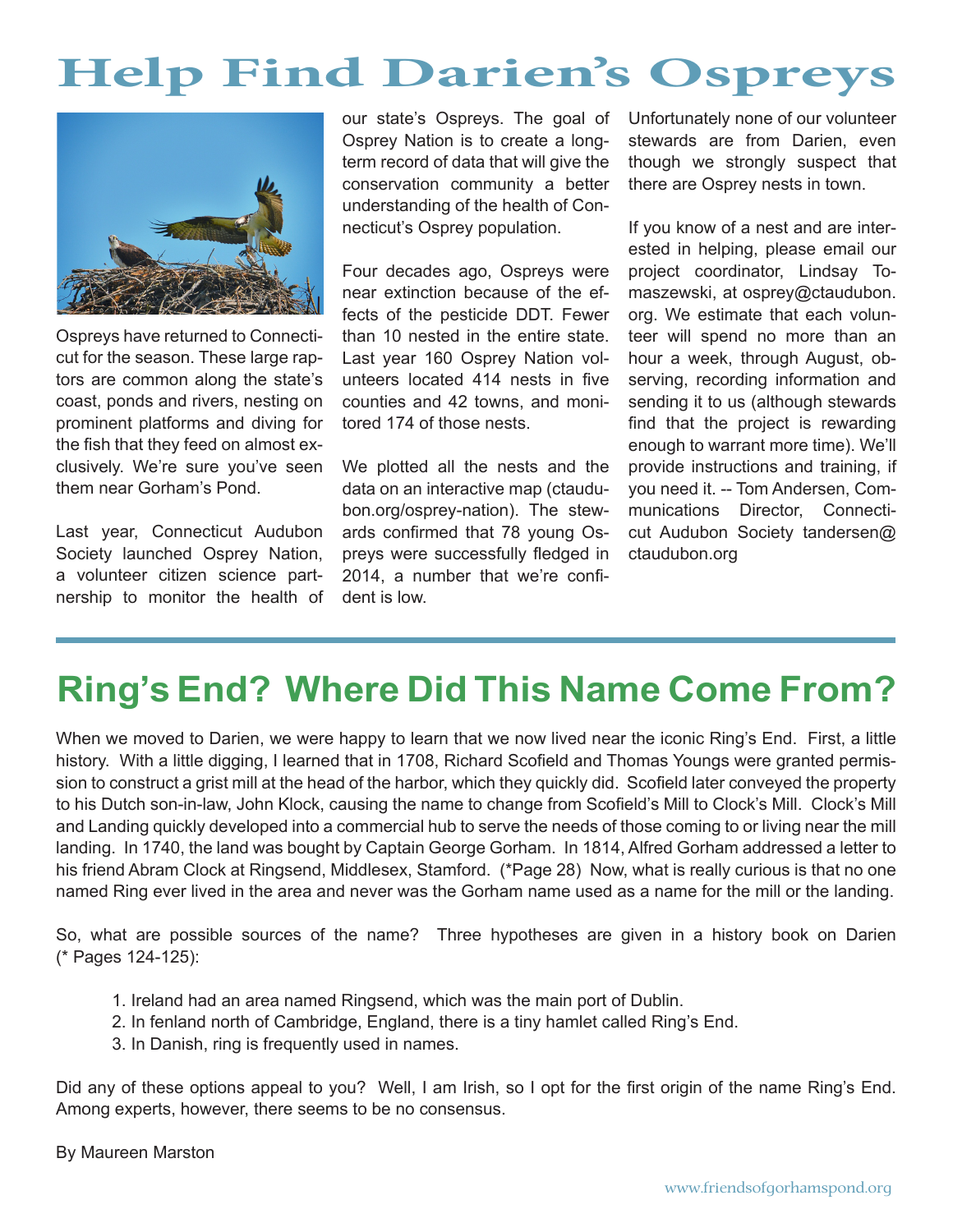# Help Find Darien's Ospreys

Ospreys have returned to Connecticut for the season. These large raptors are common along the state's coast, ponds and rivers, nesting on prominent platforms and diving for the fish that they feed on almost exclusively. We're sure you've seen them near Gorham's Pond.

Last year, Connecticut Audubon Society launched Osprey Nation, a volunteer citizen science partnership to monitor the health of our state's Ospreys. The goal of Osprey Nation is to create a long-term record of data that will give the conservation community a better understanding of the health of Connecticut's Osprey population.

Four decades ago, Ospreys were near extinction because of the effects of the pesticide DDT. Fewer than 10 nested in the entire state. Last year 160 Osprey Nation volunteers located 414 nests in five counties and 42 towns, and monitored 174 of those nests.

We plotted all the nests and the data on an interactive map (ctaudubon.org/osprey-nation). The stewards confirmed that 78 young Ospreys were successfully fledged in 2014, a number that we're confident is low.

Unfortunately none of our volunteer stewards are from Darien, even though we strongly suspect that there are Osprey nests in town.

If you know of a nest and are interested in helping, please email our project coordinator, Lindsay Tomaszewski, at osprey@ctaudubon.org. We estimate that each volunteer will spend no more than an hour a week, through August, observing, recording information and sending it to us (although stewards find that the project is rewarding enough to warrant more time). We'll provide instructions and training, if you need it. -- Tom Andersen, Communications Director, Connecticut Audubon Society tandersen@ctaudubon.org

## Ring's End? Where Did This Name Come From?

When we moved to Darien, we were happy to learn that we now lived near the iconic Ring's End. First, a little history. With a little digging, I learned that in 1708, Richard Scofield and Thomas Youngs were granted permission to construct a grist mill at the head of the harbor, which they quickly did. Scofield later conveyed the property to his Dutch son-in-law, John Klock, causing the name to change from Scofield's Mill to Clock's Mill. Clock's Mill and Landing quickly developed into a commercial hub to serve the needs of those coming to or living near the mill landing. In 1740, the land was bought by Captain George Gorham. In 1814, Alfred Gorham addressed a letter to his friend Abram Clock at Ringsend, Middlesex, Stamford. (*Page 28) Now, what is really curious is that no one named Ring ever lived in the area and never was the Gorham name used as a name for the mill or the landing.

So, what are possible sources of the name? Three hypotheses are given in a history book on Darien (* Pages 124-125):

1. Ireland had an area named Ringsend, which was the main port of Dublin.
2. In fenland north of Cambridge, England, there is a tiny hamlet called Ring's End.
3. In Danish, ring is frequently used in names.

Did any of these options appeal to you? Well, I am Irish, so I opt for the first origin of the name Ring's End. Among experts, however, there seems to be no consensus.

By Maureen Marston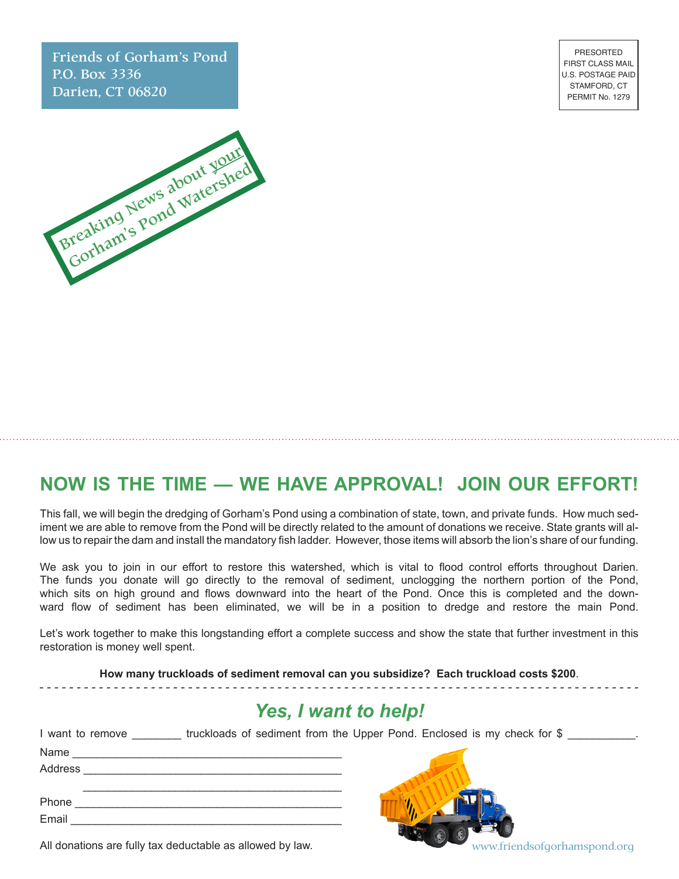Friends of Gorham's Pond
P.O. Box 3336
Darien, CT 06820

PRESORTED
FIRST CLASS MAIL
U.S. POSTAGE PAID
STAMFORD, CT
PERMIT No. 1279

Breaking News about your Gorham's Pond Watershed

## NOW IS THE TIME — WE HAVE APPROVAL! JOIN OUR EFFORT!

This fall, we will begin the dredging of Gorham's Pond using a combination of state, town, and private funds. How much sediment we are able to remove from the Pond will be directly related to the amount of donations we receive. State grants will allow us to repair the dam and install the mandatory fish ladder. However, those items will absorb the lion's share of our funding.

We ask you to join in our effort to restore this watershed, which is vital to flood control efforts throughout Darien. The funds you donate will go directly to the removal of sediment, unclogging the northern portion of the Pond, which sits on high ground and flows downward into the heart of the Pond. Once this is completed and the downward flow of sediment has been eliminated, we will be in a position to dredge and restore the main Pond.

Let's work together to make this longstanding effort a complete success and show the state that further investment in this restoration is money well spent.

**How many truckloads of sediment removal can you subsidize? Each truckload costs $200**.

## *Yes, I want to help!*

I want to remove ________ truckloads of sediment from the Upper Pond. Enclosed is my check for $ ___________.

Name ___________________________________________

Address _________________________________________

_________________________________________

Phone ___________________________________________

Email ___________________________________________

All donations are fully tax deductable as allowed by law.

www.friendsofgorhamspond.org